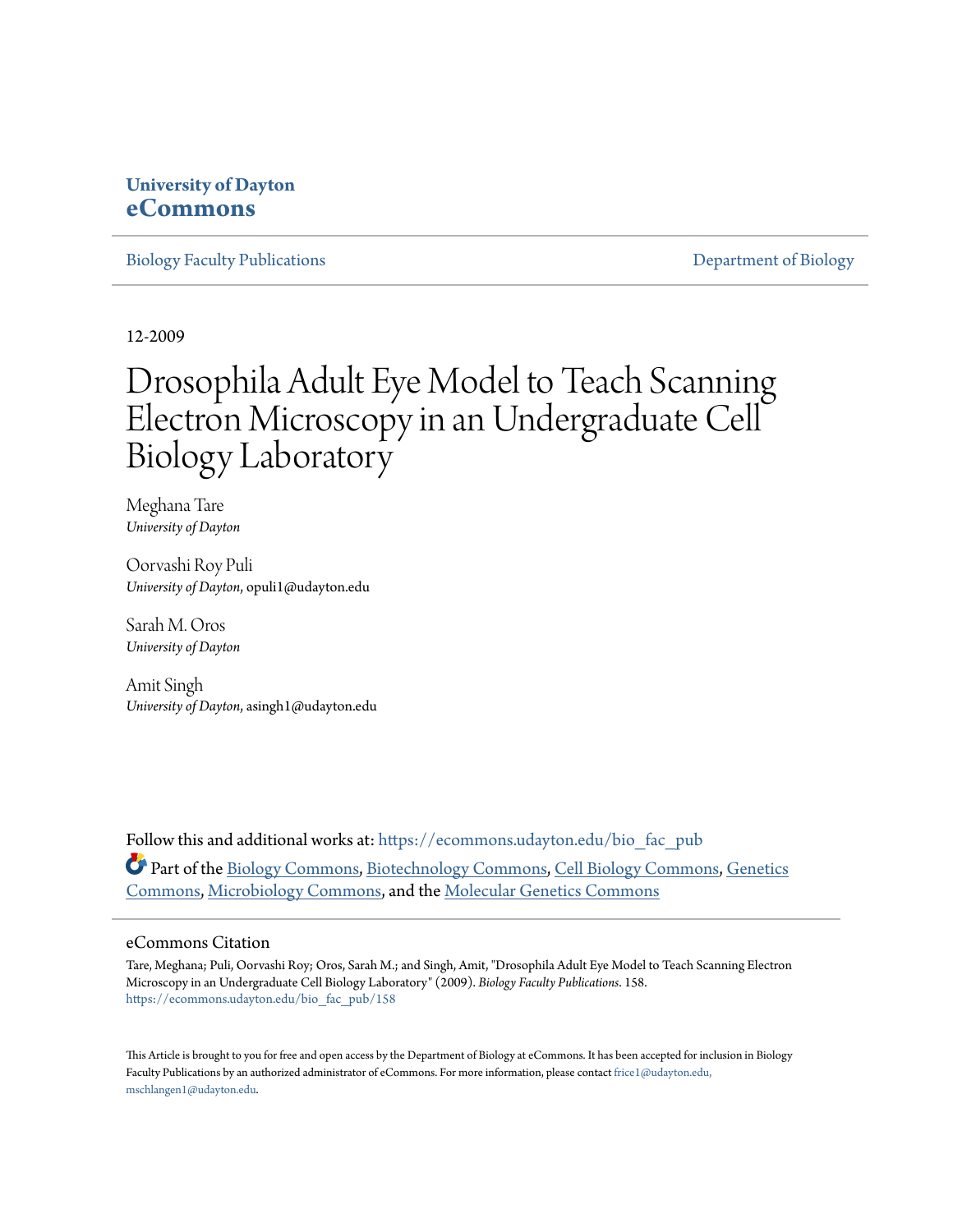University of Dayton
**eCommons**

Biology Faculty Publications

Department of Biology

12-2009

# Drosophila Adult Eye Model to Teach Scanning Electron Microscopy in an Undergraduate Cell Biology Laboratory

Meghana Tare
*University of Dayton*

Oorvashi Roy Puli
*University of Dayton*, opuli1@udayton.edu

Sarah M. Oros
*University of Dayton*

Amit Singh
*University of Dayton*, asingh1@udayton.edu

Follow this and additional works at: https://ecommons.udayton.edu/bio_fac_pub

Part of the Biology Commons, Biotechnology Commons, Cell Biology Commons, Genetics Commons, Microbiology Commons, and the Molecular Genetics Commons

## eCommons Citation

Tare, Meghana; Puli, Oorvashi Roy; Oros, Sarah M.; and Singh, Amit, "Drosophila Adult Eye Model to Teach Scanning Electron Microscopy in an Undergraduate Cell Biology Laboratory" (2009). *Biology Faculty Publications*. 158.
https://ecommons.udayton.edu/bio_fac_pub/158

This Article is brought to you for free and open access by the Department of Biology at eCommons. It has been accepted for inclusion in Biology Faculty Publications by an authorized administrator of eCommons. For more information, please contact frice1@udayton.edu, mschlangen1@udayton.edu.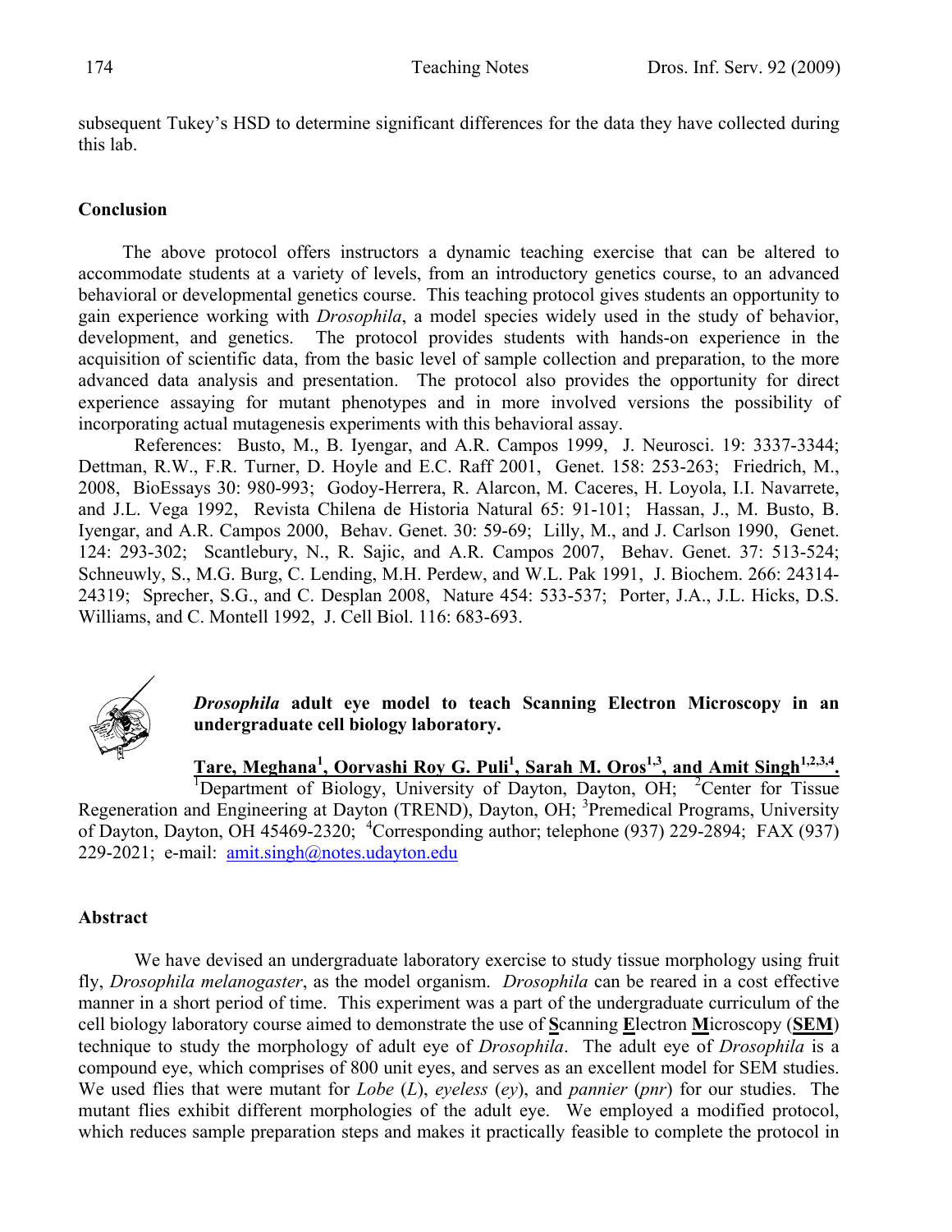subsequent Tukey's HSD to determine significant differences for the data they have collected during this lab.

## Conclusion

The above protocol offers instructors a dynamic teaching exercise that can be altered to accommodate students at a variety of levels, from an introductory genetics course, to an advanced behavioral or developmental genetics course. This teaching protocol gives students an opportunity to gain experience working with *Drosophila*, a model species widely used in the study of behavior, development, and genetics. The protocol provides students with hands-on experience in the acquisition of scientific data, from the basic level of sample collection and preparation, to the more advanced data analysis and presentation. The protocol also provides the opportunity for direct experience assaying for mutant phenotypes and in more involved versions the possibility of incorporating actual mutagenesis experiments with this behavioral assay.

References: Busto, M., B. Iyengar, and A.R. Campos 1999, J. Neurosci. 19: 3337-3344; Dettman, R.W., F.R. Turner, D. Hoyle and E.C. Raff 2001, Genet. 158: 253-263; Friedrich, M., 2008, BioEssays 30: 980-993; Godoy-Herrera, R. Alarcon, M. Caceres, H. Loyola, I.I. Navarrete, and J.L. Vega 1992, Revista Chilena de Historia Natural 65: 91-101; Hassan, J., M. Busto, B. Iyengar, and A.R. Campos 2000, Behav. Genet. 30: 59-69; Lilly, M., and J. Carlson 1990, Genet. 124: 293-302; Scantlebury, N., R. Sajic, and A.R. Campos 2007, Behav. Genet. 37: 513-524; Schneuwly, S., M.G. Burg, C. Lending, M.H. Perdew, and W.L. Pak 1991, J. Biochem. 266: 24314-24319; Sprecher, S.G., and C. Desplan 2008, Nature 454: 533-537; Porter, J.A., J.L. Hicks, D.S. Williams, and C. Montell 1992, J. Cell Biol. 116: 683-693.

## *Drosophila* adult eye model to teach Scanning Electron Microscopy in an undergraduate cell biology laboratory.

**Tare, Meghana[1], Oorvashi Roy G. Puli[1], Sarah M. Oros[1,3], and Amit Singh[1,2,3,4].**
[1]Department of Biology, University of Dayton, Dayton, OH; [2]Center for Tissue Regeneration and Engineering at Dayton (TREND), Dayton, OH; [3]Premedical Programs, University of Dayton, Dayton, OH 45469-2320; [4]Corresponding author; telephone (937) 229-2894; FAX (937) 229-2021; e-mail: amit.singh@notes.udayton.edu

### Abstract

We have devised an undergraduate laboratory exercise to study tissue morphology using fruit fly, *Drosophila melanogaster*, as the model organism. *Drosophila* can be reared in a cost effective manner in a short period of time. This experiment was a part of the undergraduate curriculum of the cell biology laboratory course aimed to demonstrate the use of **S**canning **E**lectron **M**icroscopy (**SEM**) technique to study the morphology of adult eye of *Drosophila*. The adult eye of *Drosophila* is a compound eye, which comprises of 800 unit eyes, and serves as an excellent model for SEM studies. We used flies that were mutant for *Lobe* (*L*), *eyeless* (*ey*), and *pannier* (*pnr*) for our studies. The mutant flies exhibit different morphologies of the adult eye. We employed a modified protocol, which reduces sample preparation steps and makes it practically feasible to complete the protocol in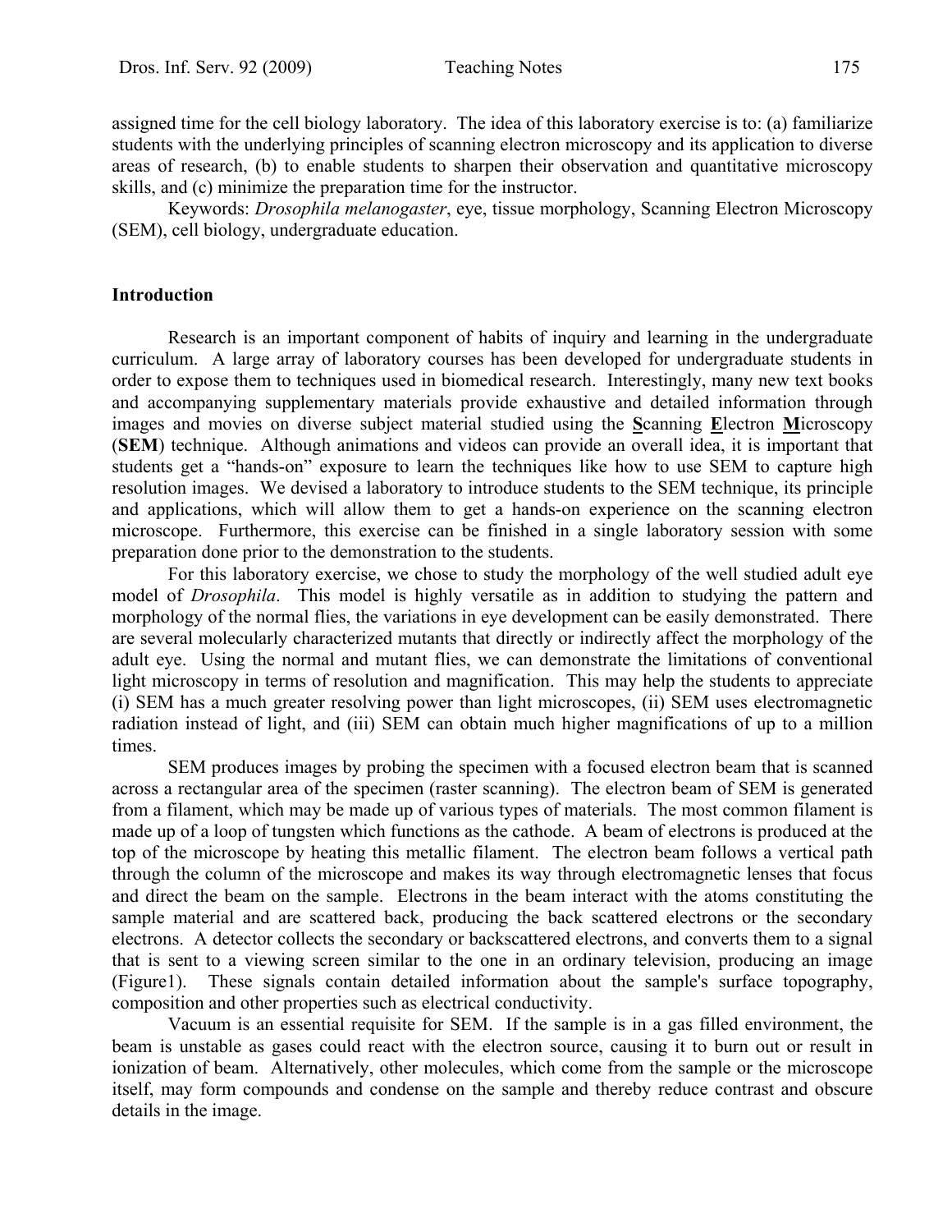assigned time for the cell biology laboratory. The idea of this laboratory exercise is to: (a) familiarize students with the underlying principles of scanning electron microscopy and its application to diverse areas of research, (b) to enable students to sharpen their observation and quantitative microscopy skills, and (c) minimize the preparation time for the instructor.

Keywords: *Drosophila melanogaster*, eye, tissue morphology, Scanning Electron Microscopy (SEM), cell biology, undergraduate education.

## Introduction

Research is an important component of habits of inquiry and learning in the undergraduate curriculum. A large array of laboratory courses has been developed for undergraduate students in order to expose them to techniques used in biomedical research. Interestingly, many new text books and accompanying supplementary materials provide exhaustive and detailed information through images and movies on diverse subject material studied using the **S**canning **E**lectron **M**icroscopy (**SEM**) technique. Although animations and videos can provide an overall idea, it is important that students get a "hands-on" exposure to learn the techniques like how to use SEM to capture high resolution images. We devised a laboratory to introduce students to the SEM technique, its principle and applications, which will allow them to get a hands-on experience on the scanning electron microscope. Furthermore, this exercise can be finished in a single laboratory session with some preparation done prior to the demonstration to the students.

For this laboratory exercise, we chose to study the morphology of the well studied adult eye model of *Drosophila*. This model is highly versatile as in addition to studying the pattern and morphology of the normal flies, the variations in eye development can be easily demonstrated. There are several molecularly characterized mutants that directly or indirectly affect the morphology of the adult eye. Using the normal and mutant flies, we can demonstrate the limitations of conventional light microscopy in terms of resolution and magnification. This may help the students to appreciate (i) SEM has a much greater resolving power than light microscopes, (ii) SEM uses electromagnetic radiation instead of light, and (iii) SEM can obtain much higher magnifications of up to a million times.

SEM produces images by probing the specimen with a focused electron beam that is scanned across a rectangular area of the specimen (raster scanning). The electron beam of SEM is generated from a filament, which may be made up of various types of materials. The most common filament is made up of a loop of tungsten which functions as the cathode. A beam of electrons is produced at the top of the microscope by heating this metallic filament. The electron beam follows a vertical path through the column of the microscope and makes its way through electromagnetic lenses that focus and direct the beam on the sample. Electrons in the beam interact with the atoms constituting the sample material and are scattered back, producing the back scattered electrons or the secondary electrons. A detector collects the secondary or backscattered electrons, and converts them to a signal that is sent to a viewing screen similar to the one in an ordinary television, producing an image (Figure1). These signals contain detailed information about the sample's surface topography, composition and other properties such as electrical conductivity.

Vacuum is an essential requisite for SEM. If the sample is in a gas filled environment, the beam is unstable as gases could react with the electron source, causing it to burn out or result in ionization of beam. Alternatively, other molecules, which come from the sample or the microscope itself, may form compounds and condense on the sample and thereby reduce contrast and obscure details in the image.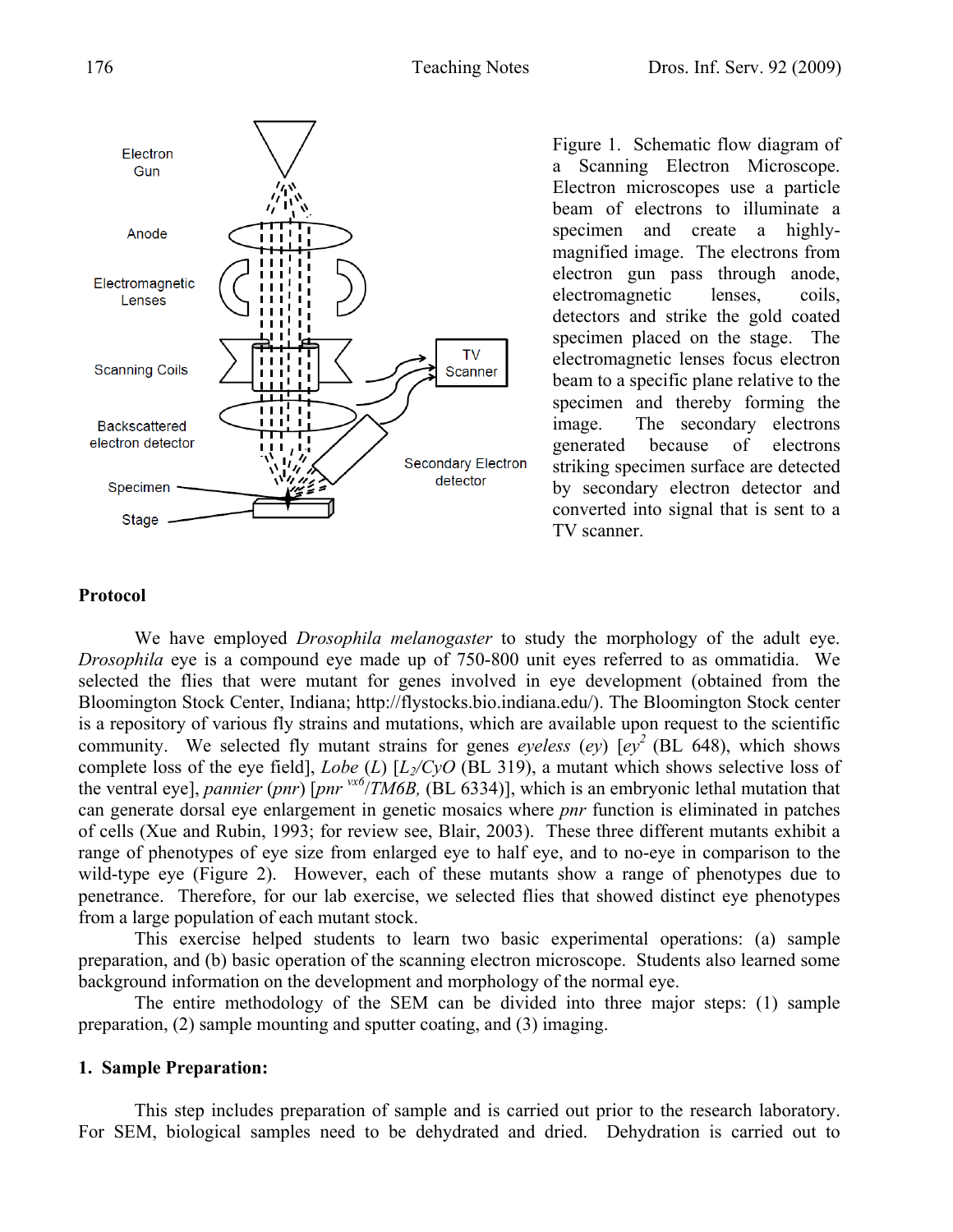Figure 1. Schematic flow diagram of a Scanning Electron Microscope. Electron microscopes use a particle beam of electrons to illuminate a specimen and create a highly-magnified image. The electrons from electron gun pass through anode, electromagnetic lenses, coils, detectors and strike the gold coated specimen placed on the stage. The electromagnetic lenses focus electron beam to a specific plane relative to the specimen and thereby forming the image. The secondary electrons generated because of electrons striking specimen surface are detected by secondary electron detector and converted into signal that is sent to a TV scanner.

## Protocol

We have employed *Drosophila melanogaster* to study the morphology of the adult eye. *Drosophila* eye is a compound eye made up of 750-800 unit eyes referred to as ommatidia. We selected the flies that were mutant for genes involved in eye development (obtained from the Bloomington Stock Center, Indiana; http://flystocks.bio.indiana.edu/). The Bloomington Stock center is a repository of various fly strains and mutations, which are available upon request to the scientific community. We selected fly mutant strains for genes *eyeless* (*ey*) [$ey^2$ (BL 648), which shows complete loss of the eye field], *Lobe* (*L*) [$L_2$/*CyO* (BL 319), a mutant which shows selective loss of the ventral eye], *pannier* (*pnr*) [$pnr^{vx6}$/*TM6B,* (BL 6334)], which is an embryonic lethal mutation that can generate dorsal eye enlargement in genetic mosaics where *pnr* function is eliminated in patches of cells (Xue and Rubin, 1993; for review see, Blair, 2003). These three different mutants exhibit a range of phenotypes of eye size from enlarged eye to half eye, and to no-eye in comparison to the wild-type eye (Figure 2). However, each of these mutants show a range of phenotypes due to penetrance. Therefore, for our lab exercise, we selected flies that showed distinct eye phenotypes from a large population of each mutant stock.

This exercise helped students to learn two basic experimental operations: (a) sample preparation, and (b) basic operation of the scanning electron microscope. Students also learned some background information on the development and morphology of the normal eye.

The entire methodology of the SEM can be divided into three major steps: (1) sample preparation, (2) sample mounting and sputter coating, and (3) imaging.

### 1. Sample Preparation:

This step includes preparation of sample and is carried out prior to the research laboratory. For SEM, biological samples need to be dehydrated and dried. Dehydration is carried out to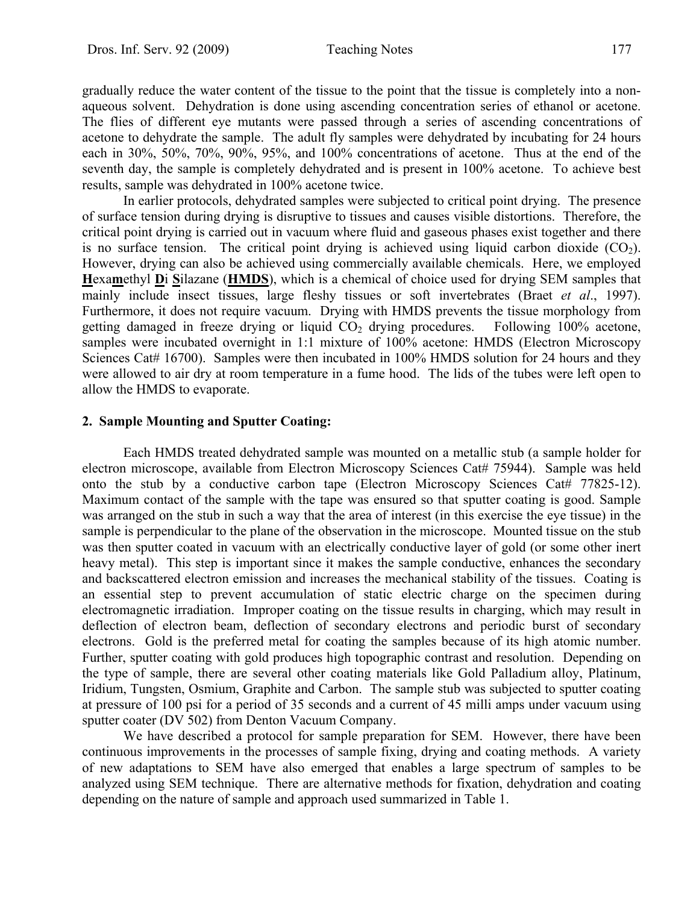gradually reduce the water content of the tissue to the point that the tissue is completely into a non-aqueous solvent. Dehydration is done using ascending concentration series of ethanol or acetone. The flies of different eye mutants were passed through a series of ascending concentrations of acetone to dehydrate the sample. The adult fly samples were dehydrated by incubating for 24 hours each in 30%, 50%, 70%, 90%, 95%, and 100% concentrations of acetone. Thus at the end of the seventh day, the sample is completely dehydrated and is present in 100% acetone. To achieve best results, sample was dehydrated in 100% acetone twice.

In earlier protocols, dehydrated samples were subjected to critical point drying. The presence of surface tension during drying is disruptive to tissues and causes visible distortions. Therefore, the critical point drying is carried out in vacuum where fluid and gaseous phases exist together and there is no surface tension. The critical point drying is achieved using liquid carbon dioxide ($CO_2$). However, drying can also be achieved using commercially available chemicals. Here, we employed **H**exa**m**ethyl **D**i **S**ilazane (**HMDS**), which is a chemical of choice used for drying SEM samples that mainly include insect tissues, large fleshy tissues or soft invertebrates (Braet *et al*., 1997). Furthermore, it does not require vacuum. Drying with HMDS prevents the tissue morphology from getting damaged in freeze drying or liquid $CO_2$ drying procedures. Following 100% acetone, samples were incubated overnight in 1:1 mixture of 100% acetone: HMDS (Electron Microscopy Sciences Cat# 16700). Samples were then incubated in 100% HMDS solution for 24 hours and they were allowed to air dry at room temperature in a fume hood. The lids of the tubes were left open to allow the HMDS to evaporate.

## 2. Sample Mounting and Sputter Coating:

Each HMDS treated dehydrated sample was mounted on a metallic stub (a sample holder for electron microscope, available from Electron Microscopy Sciences Cat# 75944). Sample was held onto the stub by a conductive carbon tape (Electron Microscopy Sciences Cat# 77825-12). Maximum contact of the sample with the tape was ensured so that sputter coating is good. Sample was arranged on the stub in such a way that the area of interest (in this exercise the eye tissue) in the sample is perpendicular to the plane of the observation in the microscope. Mounted tissue on the stub was then sputter coated in vacuum with an electrically conductive layer of gold (or some other inert heavy metal). This step is important since it makes the sample conductive, enhances the secondary and backscattered electron emission and increases the mechanical stability of the tissues. Coating is an essential step to prevent accumulation of static electric charge on the specimen during electromagnetic irradiation. Improper coating on the tissue results in charging, which may result in deflection of electron beam, deflection of secondary electrons and periodic burst of secondary electrons. Gold is the preferred metal for coating the samples because of its high atomic number. Further, sputter coating with gold produces high topographic contrast and resolution. Depending on the type of sample, there are several other coating materials like Gold Palladium alloy, Platinum, Iridium, Tungsten, Osmium, Graphite and Carbon. The sample stub was subjected to sputter coating at pressure of 100 psi for a period of 35 seconds and a current of 45 milli amps under vacuum using sputter coater (DV 502) from Denton Vacuum Company.

We have described a protocol for sample preparation for SEM. However, there have been continuous improvements in the processes of sample fixing, drying and coating methods. A variety of new adaptations to SEM have also emerged that enables a large spectrum of samples to be analyzed using SEM technique. There are alternative methods for fixation, dehydration and coating depending on the nature of sample and approach used summarized in Table 1.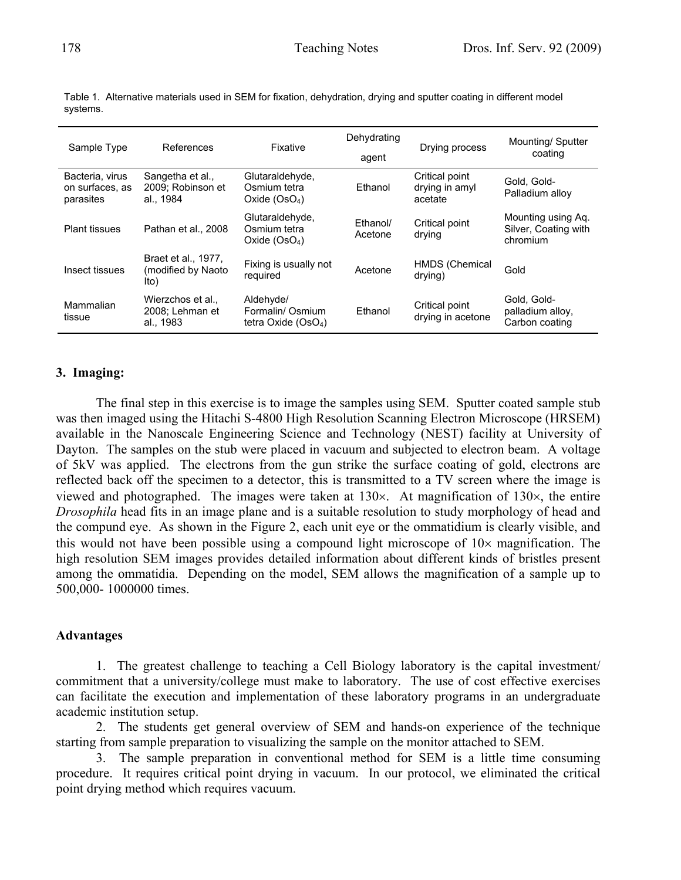Table 1. Alternative materials used in SEM for fixation, dehydration, drying and sputter coating in different model systems.

| Sample Type | References | Fixative | Dehydrating agent | Drying process | Mounting/ Sputter coating |
|---|---|---|---|---|---|
| Bacteria, virus on surfaces, as parasites | Sangetha et al., 2009; Robinson et al., 1984 | Glutaraldehyde, Osmium tetra Oxide ($OsO_4$) | Ethanol | Critical point drying in amyl acetate | Gold, Gold-Palladium alloy |
| Plant tissues | Pathan et al., 2008 | Glutaraldehyde, Osmium tetra Oxide ($OsO_4$) | Ethanol/ Acetone | Critical point drying | Mounting using Aq. Silver, Coating with chromium |
| Insect tissues | Braet et al., 1977, (modified by Naoto Ito) | Fixing is usually not required | Acetone | HMDS (Chemical drying) | Gold |
| Mammalian tissue | Wierzchos et al., 2008; Lehman et al., 1983 | Aldehyde/ Formalin/ Osmium tetra Oxide ($OsO_4$) | Ethanol | Critical point drying in acetone | Gold, Gold-palladium alloy, Carbon coating |

### 3. Imaging:

The final step in this exercise is to image the samples using SEM. Sputter coated sample stub was then imaged using the Hitachi S-4800 High Resolution Scanning Electron Microscope (HRSEM) available in the Nanoscale Engineering Science and Technology (NEST) facility at University of Dayton. The samples on the stub were placed in vacuum and subjected to electron beam. A voltage of 5kV was applied. The electrons from the gun strike the surface coating of gold, electrons are reflected back off the specimen to a detector, this is transmitted to a TV screen where the image is viewed and photographed. The images were taken at 130×. At magnification of 130×, the entire *Drosophila* head fits in an image plane and is a suitable resolution to study morphology of head and the compund eye. As shown in the Figure 2, each unit eye or the ommatidium is clearly visible, and this would not have been possible using a compound light microscope of 10× magnification. The high resolution SEM images provides detailed information about different kinds of bristles present among the ommatidia. Depending on the model, SEM allows the magnification of a sample up to 500,000- 1000000 times.

### Advantages

1. The greatest challenge to teaching a Cell Biology laboratory is the capital investment/ commitment that a university/college must make to laboratory. The use of cost effective exercises can facilitate the execution and implementation of these laboratory programs in an undergraduate academic institution setup.
2. The students get general overview of SEM and hands-on experience of the technique starting from sample preparation to visualizing the sample on the monitor attached to SEM.
3. The sample preparation in conventional method for SEM is a little time consuming procedure. It requires critical point drying in vacuum. In our protocol, we eliminated the critical point drying method which requires vacuum.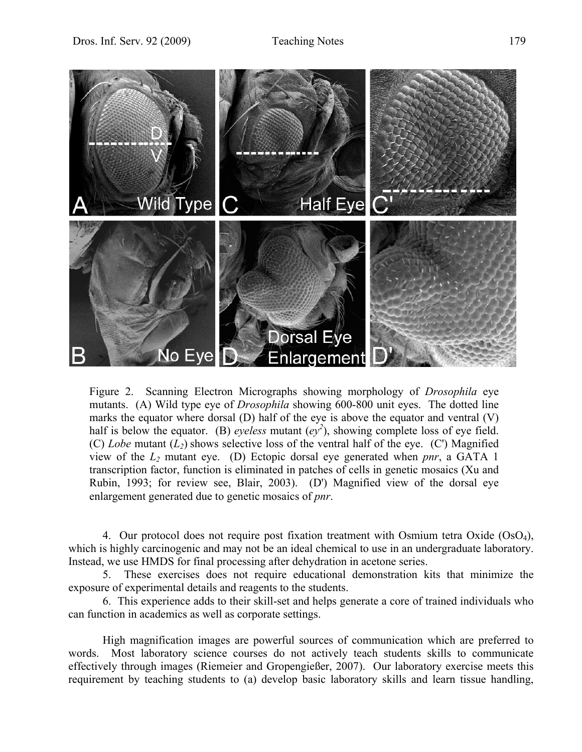Figure 2. Scanning Electron Micrographs showing morphology of *Drosophila* eye mutants. (A) Wild type eye of *Drosophila* showing 600-800 unit eyes. The dotted line marks the equator where dorsal (D) half of the eye is above the equator and ventral (V) half is below the equator. (B) *eyeless* mutant ($ey^2$), showing complete loss of eye field. (C) *Lobe* mutant ($L_2$) shows selective loss of the ventral half of the eye. (C') Magnified view of the $L_2$ mutant eye. (D) Ectopic dorsal eye generated when *pnr*, a GATA 1 transcription factor, function is eliminated in patches of cells in genetic mosaics (Xu and Rubin, 1993; for review see, Blair, 2003). (D') Magnified view of the dorsal eye enlargement generated due to genetic mosaics of *pnr*.

4. Our protocol does not require post fixation treatment with Osmium tetra Oxide ($OsO_4$), which is highly carcinogenic and may not be an ideal chemical to use in an undergraduate laboratory. Instead, we use HMDS for final processing after dehydration in acetone series.

5. These exercises does not require educational demonstration kits that minimize the exposure of experimental details and reagents to the students.

6. This experience adds to their skill-set and helps generate a core of trained individuals who can function in academics as well as corporate settings.

High magnification images are powerful sources of communication which are preferred to words. Most laboratory science courses do not actively teach students skills to communicate effectively through images (Riemeier and Gropengießer, 2007). Our laboratory exercise meets this requirement by teaching students to (a) develop basic laboratory skills and learn tissue handling,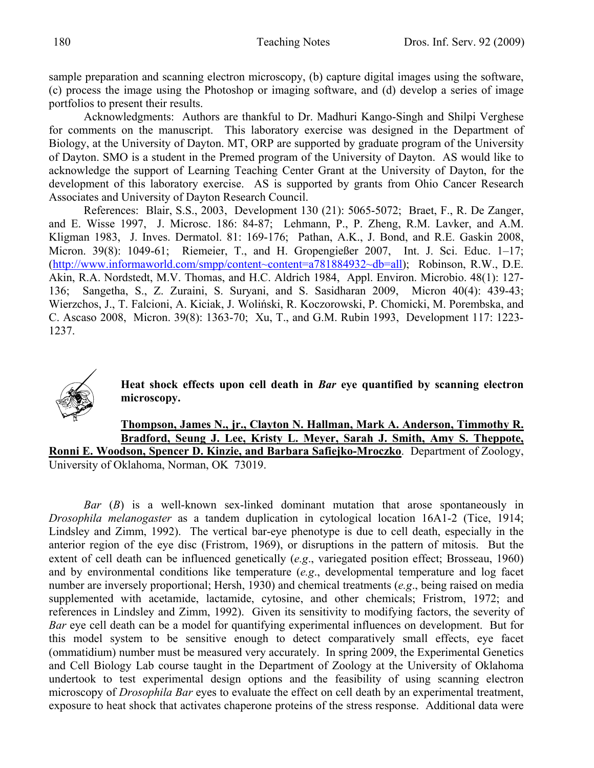sample preparation and scanning electron microscopy, (b) capture digital images using the software, (c) process the image using the Photoshop or imaging software, and (d) develop a series of image portfolios to present their results.

Acknowledgments: Authors are thankful to Dr. Madhuri Kango-Singh and Shilpi Verghese for comments on the manuscript. This laboratory exercise was designed in the Department of Biology, at the University of Dayton. MT, ORP are supported by graduate program of the University of Dayton. SMO is a student in the Premed program of the University of Dayton. AS would like to acknowledge the support of Learning Teaching Center Grant at the University of Dayton, for the development of this laboratory exercise. AS is supported by grants from Ohio Cancer Research Associates and University of Dayton Research Council.

References: Blair, S.S., 2003, Development 130 (21): 5065-5072; Braet, F., R. De Zanger, and E. Wisse 1997, J. Microsc. 186: 84-87; Lehmann, P., P. Zheng, R.M. Lavker, and A.M. Kligman 1983, J. Inves. Dermatol. 81: 169-176; Pathan, A.K., J. Bond, and R.E. Gaskin 2008, Micron. 39(8): 1049-61; Riemeier, T., and H. Gropengießer 2007, Int. J. Sci. Educ. 1–17; (http://www.informaworld.com/smpp/content~content=a781884932~db=all); Robinson, R.W., D.E. Akin, R.A. Nordstedt, M.V. Thomas, and H.C. Aldrich 1984, Appl. Environ. Microbio. 48(1): 127-136; Sangetha, S., Z. Zuraini, S. Suryani, and S. Sasidharan 2009, Micron 40(4): 439-43; Wierzchos, J., T. Falcioni, A. Kiciak, J. Woliński, R. Koczorowski, P. Chomicki, M. Porembska, and C. Ascaso 2008, Micron. 39(8): 1363-70; Xu, T., and G.M. Rubin 1993, Development 117: 1223-1237.

## Heat shock effects upon cell death in *Bar* eye quantified by scanning electron microscopy.

**Thompson, James N., jr., Clayton N. Hallman, Mark A. Anderson, Timmothy R. Bradford, Seung J. Lee, Kristy L. Meyer, Sarah J. Smith, Amy S. Theppote, Ronni E. Woodson, Spencer D. Kinzie, and Barbara Safiejko-Mroczko**. Department of Zoology, University of Oklahoma, Norman, OK 73019.

*Bar* (*B*) is a well-known sex-linked dominant mutation that arose spontaneously in *Drosophila melanogaster* as a tandem duplication in cytological location 16A1-2 (Tice, 1914; Lindsley and Zimm, 1992). The vertical bar-eye phenotype is due to cell death, especially in the anterior region of the eye disc (Fristrom, 1969), or disruptions in the pattern of mitosis. But the extent of cell death can be influenced genetically (*e.g*., variegated position effect; Brosseau, 1960) and by environmental conditions like temperature (*e.g*., developmental temperature and log facet number are inversely proportional; Hersh, 1930) and chemical treatments (*e.g*., being raised on media supplemented with acetamide, lactamide, cytosine, and other chemicals; Fristrom, 1972; and references in Lindsley and Zimm, 1992). Given its sensitivity to modifying factors, the severity of *Bar* eye cell death can be a model for quantifying experimental influences on development. But for this model system to be sensitive enough to detect comparatively small effects, eye facet (ommatidium) number must be measured very accurately. In spring 2009, the Experimental Genetics and Cell Biology Lab course taught in the Department of Zoology at the University of Oklahoma undertook to test experimental design options and the feasibility of using scanning electron microscopy of *Drosophila Bar* eyes to evaluate the effect on cell death by an experimental treatment, exposure to heat shock that activates chaperone proteins of the stress response. Additional data were